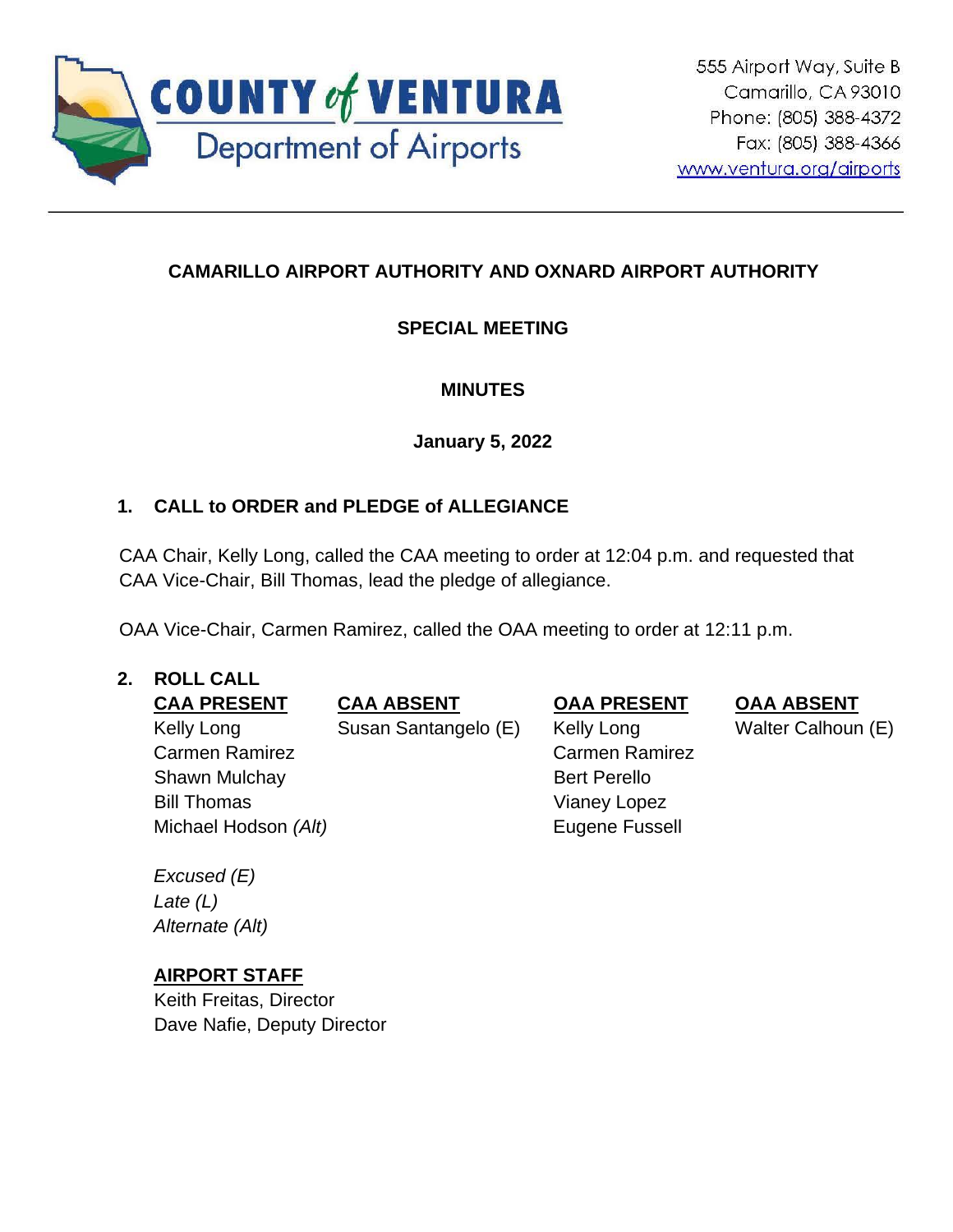**COUNTY of VENTURA**
Department of Airports

555 Airport Way, Suite B
Camarillo, CA 93010
Phone: (805) 388-4372
Fax: (805) 388-4366
www.ventura.org/airports

---

## CAMARILLO AIRPORT AUTHORITY AND OXNARD AIRPORT AUTHORITY

### SPECIAL MEETING

### MINUTES

**January 5, 2022**

### 1. CALL to ORDER and PLEDGE of ALLEGIANCE

CAA Chair, Kelly Long, called the CAA meeting to order at 12:04 p.m. and requested that CAA Vice-Chair, Bill Thomas, lead the pledge of allegiance.

OAA Vice-Chair, Carmen Ramirez, called the OAA meeting to order at 12:11 p.m.

### 2. ROLL CALL

| CAA PRESENT | CAA ABSENT | OAA PRESENT | OAA ABSENT |
|---|---|---|---|
| Kelly Long | Susan Santangelo (E) | Kelly Long | Walter Calhoun (E) |
| Carmen Ramirez | | Carmen Ramirez | |
| Shawn Mulchay | | Bert Perello | |
| Bill Thomas | | Vianey Lopez | |
| Michael Hodson *(Alt)* | | Eugene Fussell | |

*Excused (E)*
*Late (L)*
*Alternate (Alt)*

**AIRPORT STAFF**
Keith Freitas, Director
Dave Nafie, Deputy Director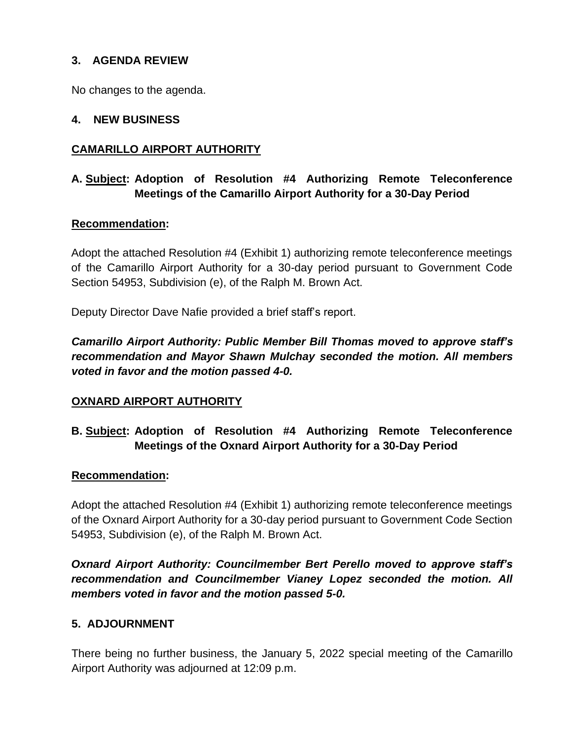## 3. AGENDA REVIEW

No changes to the agenda.

## 4. NEW BUSINESS

### CAMARILLO AIRPORT AUTHORITY

### A. Subject: Adoption of Resolution #4 Authorizing Remote Teleconference Meetings of the Camarillo Airport Authority for a 30-Day Period

**Recommendation:**

Adopt the attached Resolution #4 (Exhibit 1) authorizing remote teleconference meetings of the Camarillo Airport Authority for a 30-day period pursuant to Government Code Section 54953, Subdivision (e), of the Ralph M. Brown Act.

Deputy Director Dave Nafie provided a brief staff's report.

***Camarillo Airport Authority: Public Member Bill Thomas moved to approve staff's recommendation and Mayor Shawn Mulchay seconded the motion. All members voted in favor and the motion passed 4-0.***

### OXNARD AIRPORT AUTHORITY

### B. Subject: Adoption of Resolution #4 Authorizing Remote Teleconference Meetings of the Oxnard Airport Authority for a 30-Day Period

**Recommendation:**

Adopt the attached Resolution #4 (Exhibit 1) authorizing remote teleconference meetings of the Oxnard Airport Authority for a 30-day period pursuant to Government Code Section 54953, Subdivision (e), of the Ralph M. Brown Act.

***Oxnard Airport Authority: Councilmember Bert Perello moved to approve staff's recommendation and Councilmember Vianey Lopez seconded the motion. All members voted in favor and the motion passed 5-0.***

## 5. ADJOURNMENT

There being no further business, the January 5, 2022 special meeting of the Camarillo Airport Authority was adjourned at 12:09 p.m.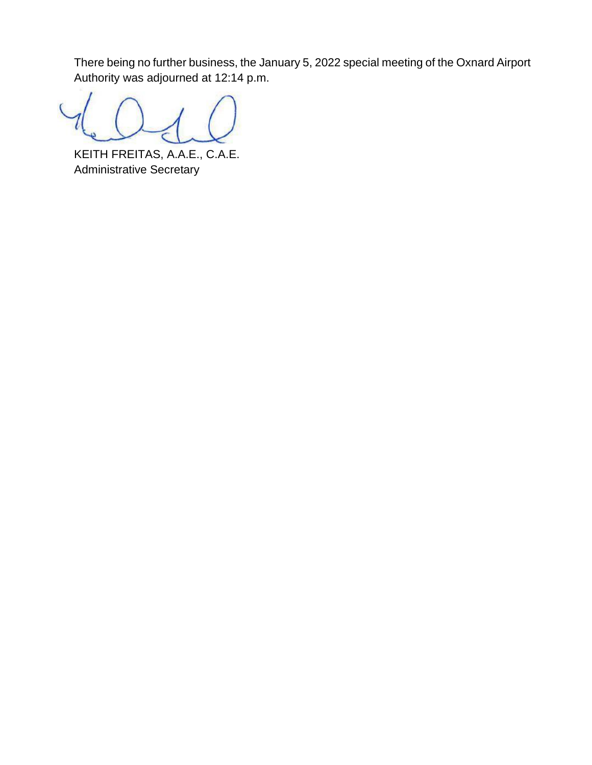There being no further business, the January 5, 2022 special meeting of the Oxnard Airport Authority was adjourned at 12:14 p.m.

KEITH FREITAS, A.A.E., C.A.E.
Administrative Secretary